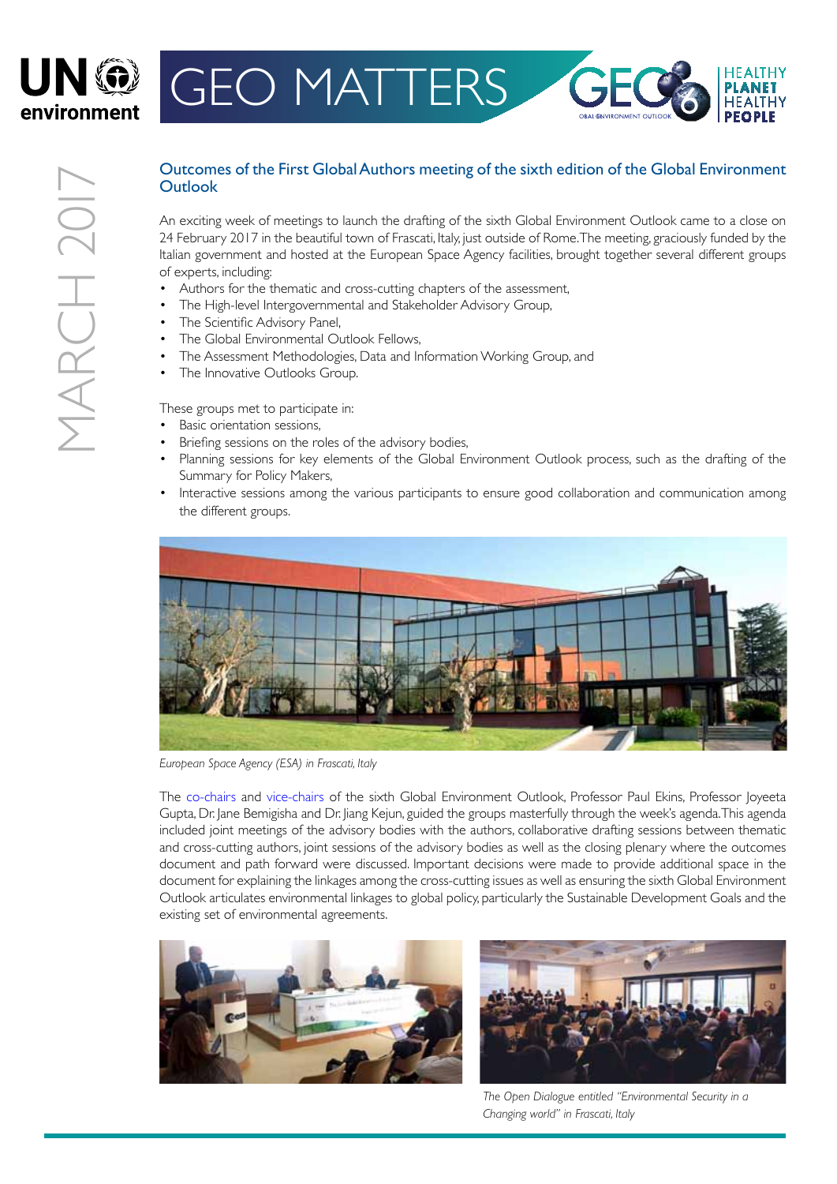# GEO MATTERS

MARCH 2017

## Outcomes of the First Global Authors meeting of the sixth edition of the Global Environment Outlook

An exciting week of meetings to launch the drafting of the sixth Global Environment Outlook came to a close on 24 February 2017 in the beautiful town of Frascati, Italy, just outside of Rome. The meeting, graciously funded by the Italian government and hosted at the European Space Agency facilities, brought together several different groups of experts, including:

- Authors for the thematic and cross-cutting chapters of the assessment,
- The High-level Intergovernmental and Stakeholder Advisory Group,
- The Scientific Advisory Panel,
- The Global Environmental Outlook Fellows,
- The Assessment Methodologies, Data and Information Working Group, and
- The Innovative Outlooks Group.

These groups met to participate in:

- Basic orientation sessions,
- Briefing sessions on the roles of the advisory bodies,
- Planning sessions for key elements of the Global Environment Outlook process, such as the drafting of the Summary for Policy Makers,
- Interactive sessions among the various participants to ensure good collaboration and communication among the different groups.

*European Space Agency (ESA) in Frascati, Italy*

The co-chairs and vice-chairs of the sixth Global Environment Outlook, Professor Paul Ekins, Professor Joyeeta Gupta, Dr. Jane Bemigisha and Dr. Jiang Kejun, guided the groups masterfully through the week's agenda. This agenda included joint meetings of the advisory bodies with the authors, collaborative drafting sessions between thematic and cross-cutting authors, joint sessions of the advisory bodies as well as the closing plenary where the outcomes document and path forward were discussed. Important decisions were made to provide additional space in the document for explaining the linkages among the cross-cutting issues as well as ensuring the sixth Global Environment Outlook articulates environmental linkages to global policy, particularly the Sustainable Development Goals and the existing set of environmental agreements.

*The Open Dialogue entitled "Environmental Security in a Changing world" in Frascati, Italy*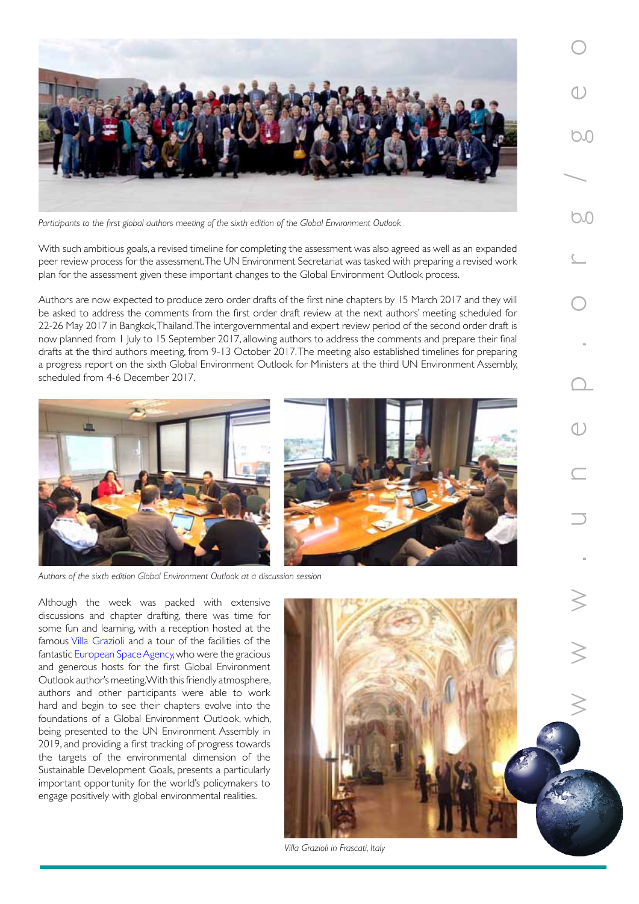*Participants to the first global authors meeting of the sixth edition of the Global Environment Outlook*

With such ambitious goals, a revised timeline for completing the assessment was also agreed as well as an expanded peer review process for the assessment. The UN Environment Secretariat was tasked with preparing a revised work plan for the assessment given these important changes to the Global Environment Outlook process.

Authors are now expected to produce zero order drafts of the first nine chapters by 15 March 2017 and they will be asked to address the comments from the first order draft review at the next authors' meeting scheduled for 22-26 May 2017 in Bangkok, Thailand. The intergovernmental and expert review period of the second order draft is now planned from 1 July to 15 September 2017, allowing authors to address the comments and prepare their final drafts at the third authors meeting, from 9-13 October 2017. The meeting also established timelines for preparing a progress report on the sixth Global Environment Outlook for Ministers at the third UN Environment Assembly, scheduled from 4-6 December 2017.

*Authors of the sixth edition Global Environment Outlook at a discussion session*

Although the week was packed with extensive discussions and chapter drafting, there was time for some fun and learning, with a reception hosted at the famous Villa Grazioli and a tour of the facilities of the fantastic European Space Agency, who were the gracious and generous hosts for the first Global Environment Outlook author's meeting. With this friendly atmosphere, authors and other participants were able to work hard and begin to see their chapters evolve into the foundations of a Global Environment Outlook, which, being presented to the UN Environment Assembly in 2019, and providing a first tracking of progress towards the targets of the environmental dimension of the Sustainable Development Goals, presents a particularly important opportunity for the world's policymakers to engage positively with global environmental realities.

*Villa Grazioli in Frascati, Italy*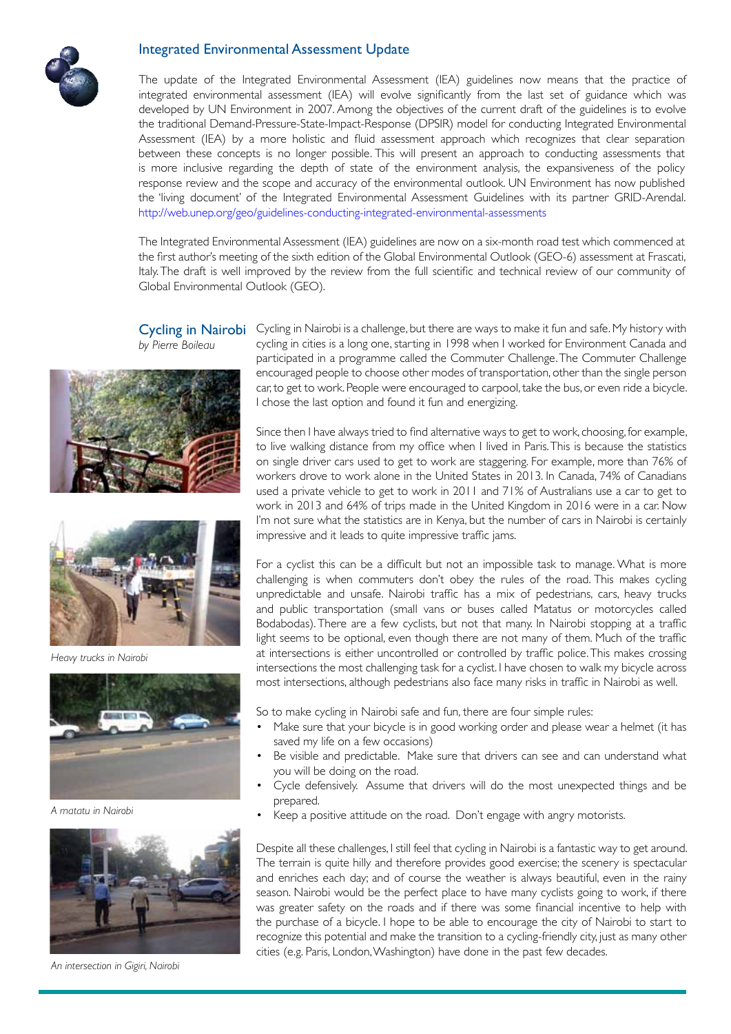## Integrated Environmental Assessment Update

The update of the Integrated Environmental Assessment (IEA) guidelines now means that the practice of integrated environmental assessment (IEA) will evolve significantly from the last set of guidance which was developed by UN Environment in 2007. Among the objectives of the current draft of the guidelines is to evolve the traditional Demand-Pressure-State-Impact-Response (DPSIR) model for conducting Integrated Environmental Assessment (IEA) by a more holistic and fluid assessment approach which recognizes that clear separation between these concepts is no longer possible. This will present an approach to conducting assessments that is more inclusive regarding the depth of state of the environment analysis, the expansiveness of the policy response review and the scope and accuracy of the environmental outlook. UN Environment has now published the 'living document' of the Integrated Environmental Assessment Guidelines with its partner GRID-Arendal. http://web.unep.org/geo/guidelines-conducting-integrated-environmental-assessments

The Integrated Environmental Assessment (IEA) guidelines are now on a six-month road test which commenced at the first author's meeting of the sixth edition of the Global Environmental Outlook (GEO-6) assessment at Frascati, Italy. The draft is well improved by the review from the full scientific and technical review of our community of Global Environmental Outlook (GEO).

## Cycling in Nairobi

*by Pierre Boileau*

Cycling in Nairobi is a challenge, but there are ways to make it fun and safe. My history with cycling in cities is a long one, starting in 1998 when I worked for Environment Canada and participated in a programme called the Commuter Challenge. The Commuter Challenge encouraged people to choose other modes of transportation, other than the single person car, to get to work. People were encouraged to carpool, take the bus, or even ride a bicycle. I chose the last option and found it fun and energizing.

Since then I have always tried to find alternative ways to get to work, choosing, for example, to live walking distance from my office when I lived in Paris. This is because the statistics on single driver cars used to get to work are staggering. For example, more than 76% of workers drove to work alone in the United States in 2013. In Canada, 74% of Canadians used a private vehicle to get to work in 2011 and 71% of Australians use a car to get to work in 2013 and 64% of trips made in the United Kingdom in 2016 were in a car. Now I'm not sure what the statistics are in Kenya, but the number of cars in Nairobi is certainly impressive and it leads to quite impressive traffic jams.

For a cyclist this can be a difficult but not an impossible task to manage. What is more challenging is when commuters don't obey the rules of the road. This makes cycling unpredictable and unsafe. Nairobi traffic has a mix of pedestrians, cars, heavy trucks and public transportation (small vans or buses called Matatus or motorcycles called Bodabodas). There are a few cyclists, but not that many. In Nairobi stopping at a traffic light seems to be optional, even though there are not many of them. Much of the traffic at intersections is either uncontrolled or controlled by traffic police. This makes crossing intersections the most challenging task for a cyclist. I have chosen to walk my bicycle across most intersections, although pedestrians also face many risks in traffic in Nairobi as well.

*Heavy trucks in Nairobi*

So to make cycling in Nairobi safe and fun, there are four simple rules:

- Make sure that your bicycle is in good working order and please wear a helmet (it has saved my life on a few occasions)
- Be visible and predictable. Make sure that drivers can see and can understand what you will be doing on the road.
- Cycle defensively. Assume that drivers will do the most unexpected things and be prepared.
- Keep a positive attitude on the road. Don't engage with angry motorists.

*A matatu in Nairobi*

Despite all these challenges, I still feel that cycling in Nairobi is a fantastic way to get around. The terrain is quite hilly and therefore provides good exercise; the scenery is spectacular and enriches each day; and of course the weather is always beautiful, even in the rainy season. Nairobi would be the perfect place to have many cyclists going to work, if there was greater safety on the roads and if there was some financial incentive to help with the purchase of a bicycle. I hope to be able to encourage the city of Nairobi to start to recognize this potential and make the transition to a cycling-friendly city, just as many other cities (e.g. Paris, London, Washington) have done in the past few decades.

*An intersection in Gigiri, Nairobi*